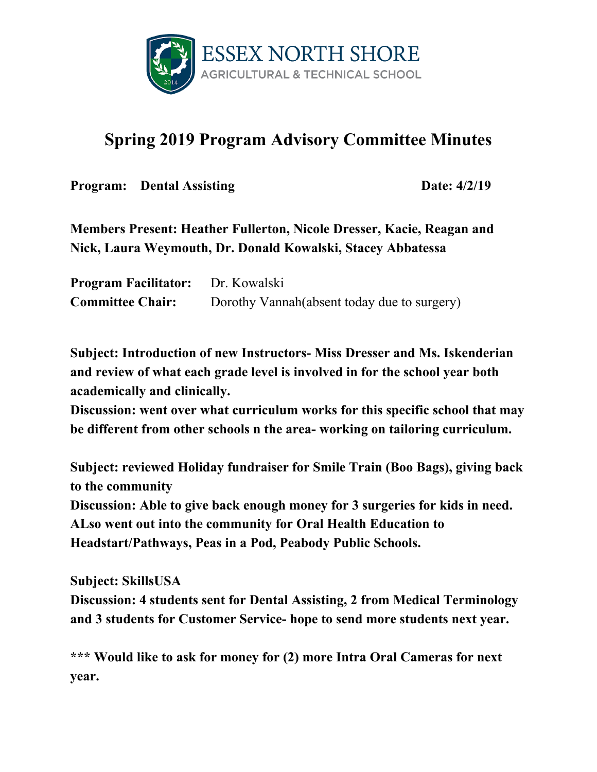ESSEX NORTH SHORE
AGRICULTURAL & TECHNICAL SCHOOL

# Spring 2019 Program Advisory Committee Minutes

**Program: Dental Assisting** **Date: 4/2/19**

**Members Present: Heather Fullerton, Nicole Dresser, Kacie, Reagan and Nick, Laura Weymouth, Dr. Donald Kowalski, Stacey Abbatessa**

**Program Facilitator:** Dr. Kowalski
**Committee Chair:** Dorothy Vannah(absent today due to surgery)

**Subject: Introduction of new Instructors- Miss Dresser and Ms. Iskenderian and review of what each grade level is involved in for the school year both academically and clinically.**
**Discussion: went over what curriculum works for this specific school that may be different from other schools n the area- working on tailoring curriculum.**

**Subject: reviewed Holiday fundraiser for Smile Train (Boo Bags), giving back to the community**
**Discussion: Able to give back enough money for 3 surgeries for kids in need. ALso went out into the community for Oral Health Education to Headstart/Pathways, Peas in a Pod, Peabody Public Schools.**

**Subject: SkillsUSA**
**Discussion: 4 students sent for Dental Assisting, 2 from Medical Terminology and 3 students for Customer Service- hope to send more students next year.**

**\*\*\* Would like to ask for money for (2) more Intra Oral Cameras for next year.**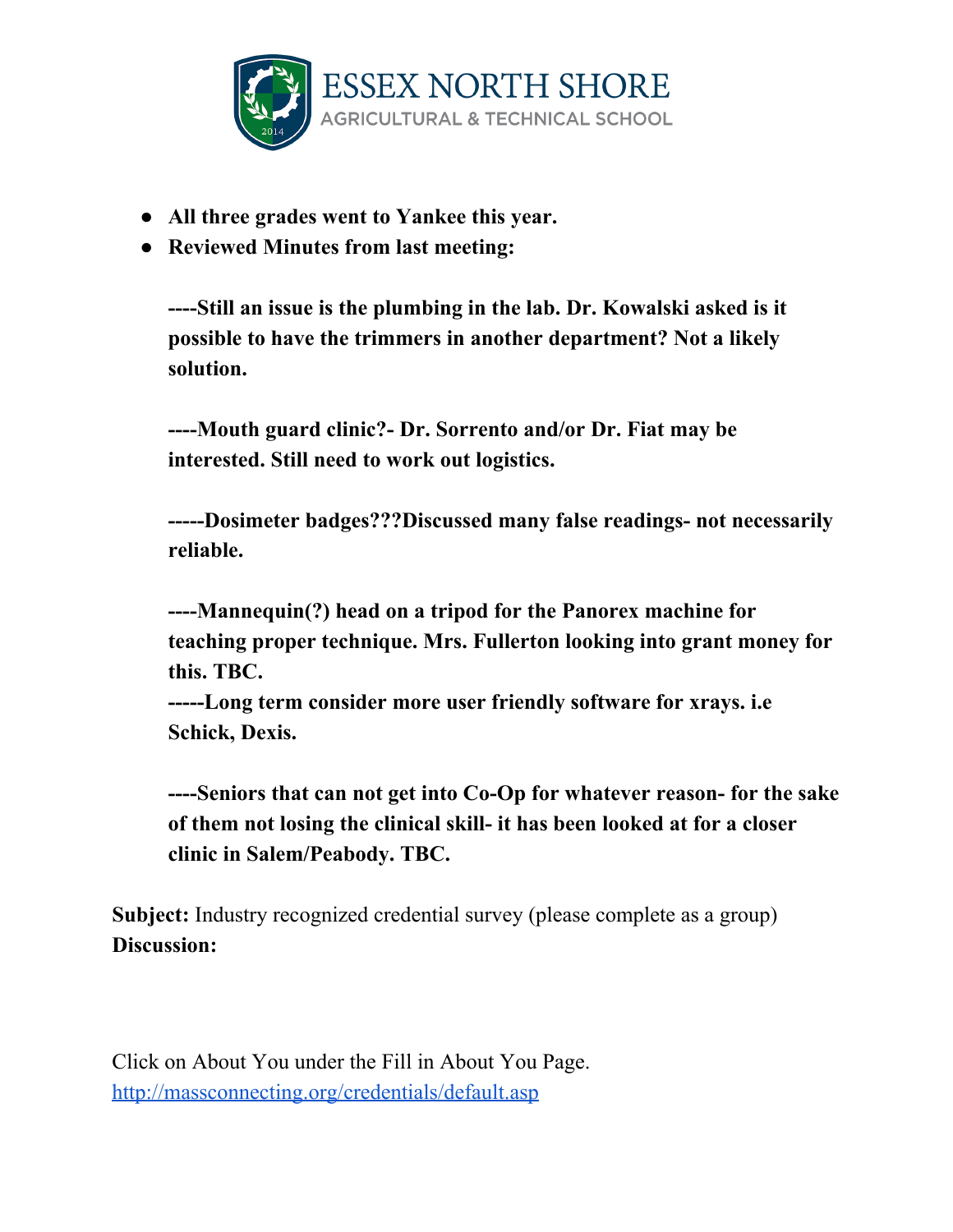- **All three grades went to Yankee this year.**
- **Reviewed Minutes from last meeting:**

  **----Still an issue is the plumbing in the lab. Dr. Kowalski asked is it possible to have the trimmers in another department? Not a likely solution.**

  **----Mouth guard clinic?- Dr. Sorrento and/or Dr. Fiat may be interested. Still need to work out logistics.**

  **-----Dosimeter badges???Discussed many false readings- not necessarily reliable.**

  **----Mannequin(?) head on a tripod for the Panorex machine for teaching proper technique. Mrs. Fullerton looking into grant money for this. TBC.**
  **-----Long term consider more user friendly software for xrays. i.e Schick, Dexis.**

  **----Seniors that can not get into Co-Op for whatever reason- for the sake of them not losing the clinical skill- it has been looked at for a closer clinic in Salem/Peabody. TBC.**

**Subject:** Industry recognized credential survey (please complete as a group)
**Discussion:**

Click on About You under the Fill in About You Page.
[http://massconnecting.org/credentials/default.asp](http://massconnecting.org/credentials/default.asp)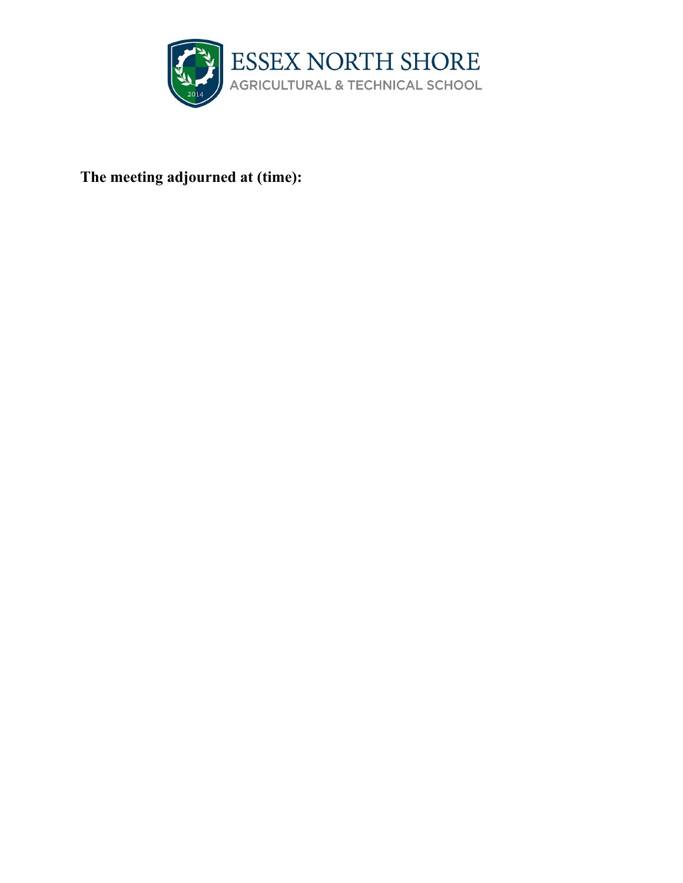**The meeting adjourned at (time):**